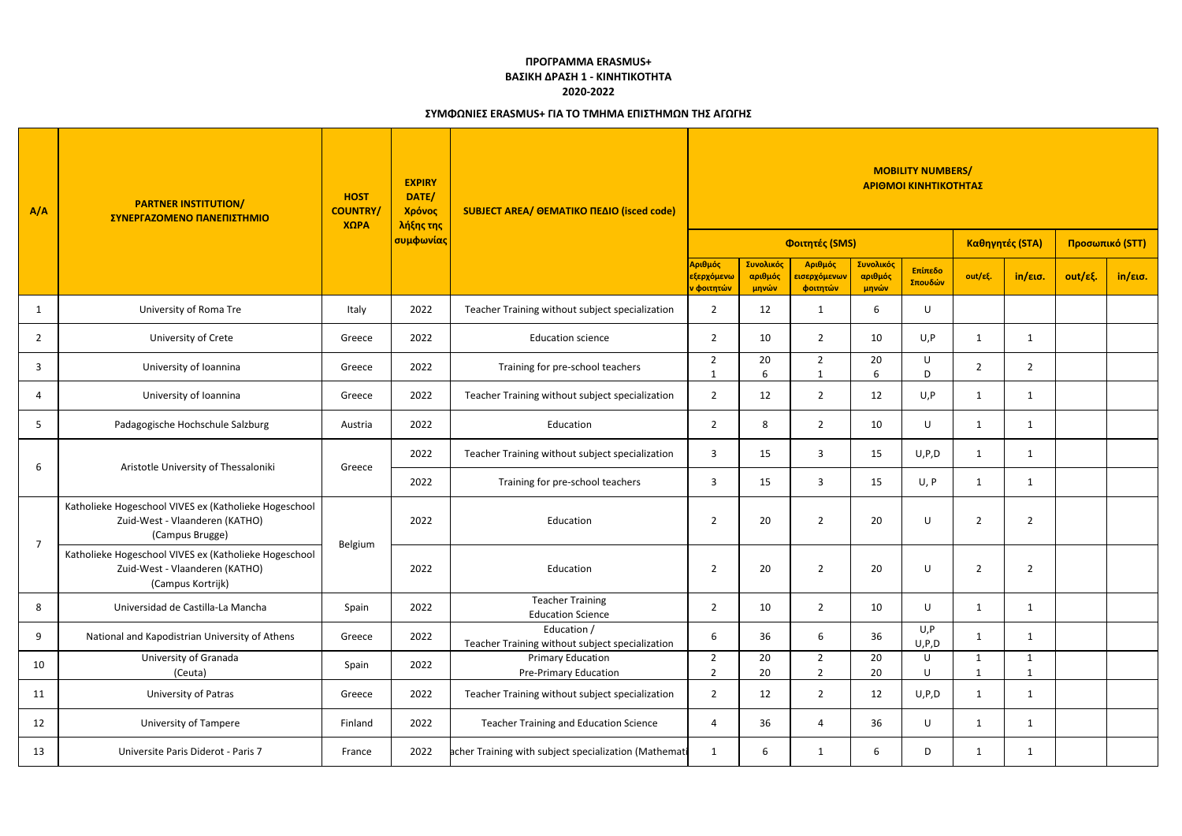**ΠΡΟΓΡΑΜΜΑ ERASMUS+**
**ΒΑΣΙΚΗ ΔΡΑΣΗ 1 - ΚΙΝΗΤΙΚΟΤΗΤΑ**
**2020-2022**

**ΣΥΜΦΩΝΙΕΣ ERASMUS+ ΓΙΑ ΤΟ ΤΜΗΜΑ ΕΠΙΣΤΗΜΩΝ ΤΗΣ ΑΓΩΓΗΣ**

| A/A | PARTNER INSTITUTION/ ΣΥΝΕΡΓΑΖΟΜΕΝΟ ΠΑΝΕΠΙΣΤΗΜΙΟ | HOST COUNTRY/ ΧΩΡΑ | EXPIRY DATE/ Χρόνος λήξης της συμφωνίας | SUBJECT AREA/ ΘΕΜΑΤΙΚΟ ΠΕΔΙΟ (isced code) | MOBILITY NUMBERS/ ΑΡΙΘΜΟΙ ΚΙΝΗΤΙΚΟΤΗΤΑΣ | | | | | | | | |
|---|---|---|---|---|---|---|---|---|---|---|---|---|---|
| | | | | | Φοιτητές (SMS) | | | | | Καθηγητές (STA) | | Προσωπικό (STT) | |
| | | | | | Αριθμός εξερχόμενων φοιτητών | Συνολικός αριθμός μηνών | Αριθμός εισερχόμενων φοιτητών | Συνολικός αριθμός μηνών | Επίπεδο Σπουδών | out/εξ. | in/εισ. | out/εξ. | in/εισ. |
| 1 | University of Roma Tre | Italy | 2022 | Teacher Training without subject specialization | 2 | 12 | 1 | 6 | U | | | | |
| 2 | University of Crete | Greece | 2022 | Education science | 2 | 10 | 2 | 10 | U,P | 1 | 1 | | |
| 3 | University of Ioannina | Greece | 2022 | Training for pre-school teachers | 2<br>1 | 20<br>6 | 2<br>1 | 20<br>6 | U<br>D | 2 | 2 | | |
| 4 | University of Ioannina | Greece | 2022 | Teacher Training without subject specialization | 2 | 12 | 2 | 12 | U,P | 1 | 1 | | |
| 5 | Padagogische Hochschule Salzburg | Austria | 2022 | Education | 2 | 8 | 2 | 10 | U | 1 | 1 | | |
| 6 | Aristotle University of Thessaloniki | Greece | 2022 | Teacher Training without subject specialization | 3 | 15 | 3 | 15 | U,P,D | 1 | 1 | | |
| | | | 2022 | Training for pre-school teachers | 3 | 15 | 3 | 15 | U, P | 1 | 1 | | |
| 7 | Katholieke Hogeschool VIVES ex (Katholieke Hogeschool Zuid-West - Vlaanderen (KATHO) (Campus Brugge) | Belgium | 2022 | Education | 2 | 20 | 2 | 20 | U | 2 | 2 | | |
| | Katholieke Hogeschool VIVES ex (Katholieke Hogeschool Zuid-West - Vlaanderen (KATHO) (Campus Kortrijk) | | 2022 | Education | 2 | 20 | 2 | 20 | U | 2 | 2 | | |
| 8 | Universidad de Castilla-La Mancha | Spain | 2022 | Teacher Training<br>Education Science | 2 | 10 | 2 | 10 | U | 1 | 1 | | |
| 9 | National and Kapodistrian University of Athens | Greece | 2022 | Education /<br>Teacher Training without subject specialization | 6 | 36 | 6 | 36 | U,P<br>U,P,D | 1 | 1 | | |
| 10 | University of Granada (Ceuta) | Spain | 2022 | Primary Education<br>Pre-Primary Education | 2<br>2 | 20<br>20 | 2<br>2 | 20<br>20 | U<br>U | 1<br>1 | 1<br>1 | | |
| 11 | University of Patras | Greece | 2022 | Teacher Training without subject specialization | 2 | 12 | 2 | 12 | U,P,D | 1 | 1 | | |
| 12 | University of Tampere | Finland | 2022 | Teacher Training and Education Science | 4 | 36 | 4 | 36 | U | 1 | 1 | | |
| 13 | Universite Paris Diderot - Paris 7 | France | 2022 | acher Training with subject specialization (Mathemati | 1 | 6 | 1 | 6 | D | 1 | 1 | | |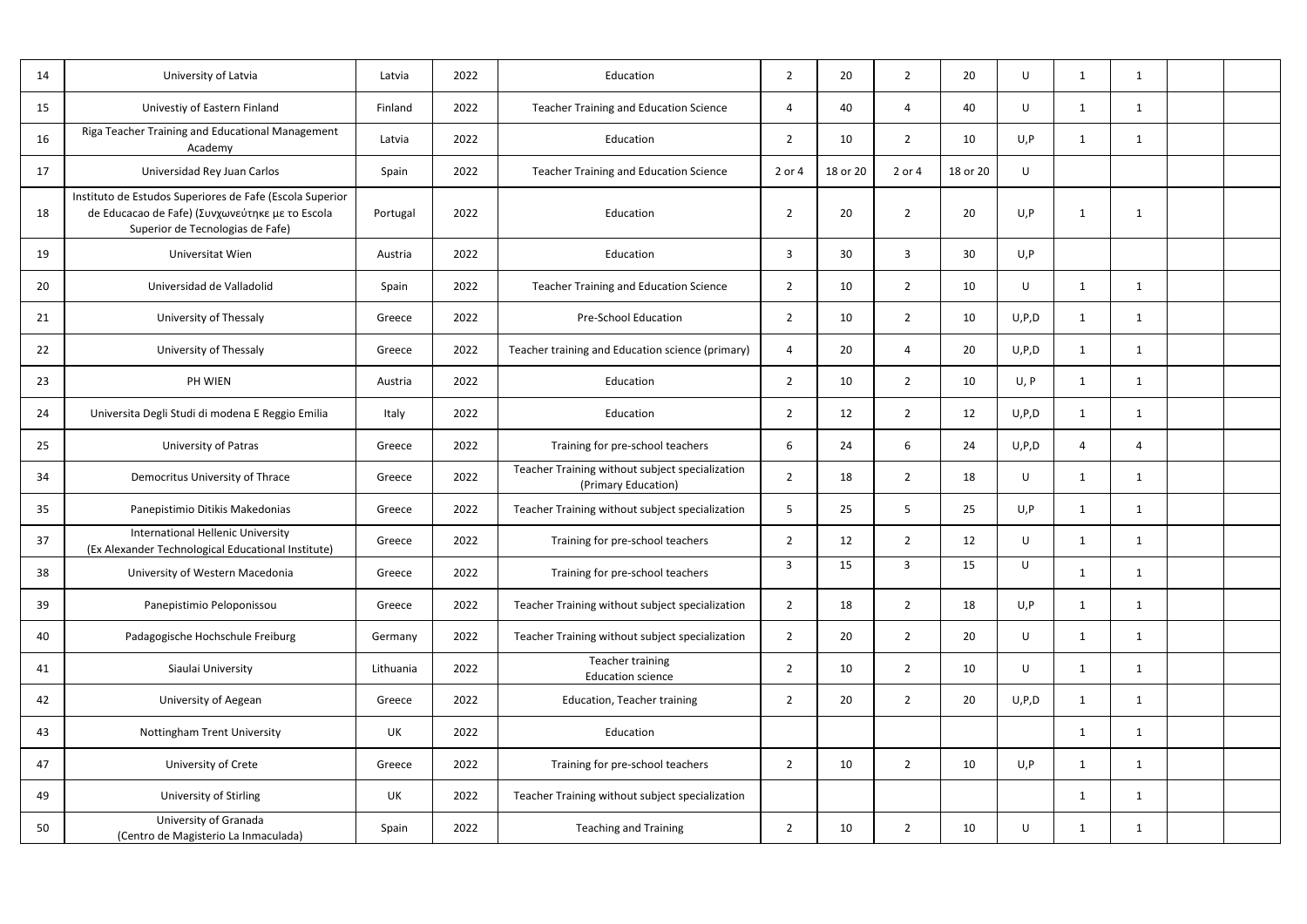| | | | | | | | | | | | | | |
|---|---|---|---|---|---|---|---|---|---|---|---|---|---|
| 14 | University of Latvia | Latvia | 2022 | Education | 2 | 20 | 2 | 20 | U | 1 | 1 | | |
| 15 | Univestiy of Eastern Finland | Finland | 2022 | Teacher Training and Education Science | 4 | 40 | 4 | 40 | U | 1 | 1 | | |
| 16 | Riga Teacher Training and Educational Management Academy | Latvia | 2022 | Education | 2 | 10 | 2 | 10 | U,P | 1 | 1 | | |
| 17 | Universidad Rey Juan Carlos | Spain | 2022 | Teacher Training and Education Science | 2 or 4 | 18 or 20 | 2 or 4 | 18 or 20 | U | | | | |
| 18 | Instituto de Estudos Superiores de Fafe (Escola Superior de Educacao de Fafe) (Συγχωνεύτηκε με το Escola Superior de Tecnologias de Fafe) | Portugal | 2022 | Education | 2 | 20 | 2 | 20 | U,P | 1 | 1 | | |
| 19 | Universitat Wien | Austria | 2022 | Education | 3 | 30 | 3 | 30 | U,P | | | | |
| 20 | Universidad de Valladolid | Spain | 2022 | Teacher Training and Education Science | 2 | 10 | 2 | 10 | U | 1 | 1 | | |
| 21 | University of Thessaly | Greece | 2022 | Pre-School Education | 2 | 10 | 2 | 10 | U,P,D | 1 | 1 | | |
| 22 | University of Thessaly | Greece | 2022 | Teacher training and Education science (primary) | 4 | 20 | 4 | 20 | U,P,D | 1 | 1 | | |
| 23 | PH WIEN | Austria | 2022 | Education | 2 | 10 | 2 | 10 | U, P | 1 | 1 | | |
| 24 | Universita Degli Studi di modena E Reggio Emilia | Italy | 2022 | Education | 2 | 12 | 2 | 12 | U,P,D | 1 | 1 | | |
| 25 | University of Patras | Greece | 2022 | Training for pre-school teachers | 6 | 24 | 6 | 24 | U,P,D | 4 | 4 | | |
| 34 | Democritus University of Thrace | Greece | 2022 | Teacher Training without subject specialization (Primary Education) | 2 | 18 | 2 | 18 | U | 1 | 1 | | |
| 35 | Panepistimio Ditikis Makedonias | Greece | 2022 | Teacher Training without subject specialization | 5 | 25 | 5 | 25 | U,P | 1 | 1 | | |
| 37 | International Hellenic University (Ex Alexander Technological Educational Institute) | Greece | 2022 | Training for pre-school teachers | 2 | 12 | 2 | 12 | U | 1 | 1 | | |
| 38 | University of Western Macedonia | Greece | 2022 | Training for pre-school teachers | 3 | 15 | 3 | 15 | U | 1 | 1 | | |
| 39 | Panepistimio Peloponissou | Greece | 2022 | Teacher Training without subject specialization | 2 | 18 | 2 | 18 | U,P | 1 | 1 | | |
| 40 | Padagogische Hochschule Freiburg | Germany | 2022 | Teacher Training without subject specialization | 2 | 20 | 2 | 20 | U | 1 | 1 | | |
| 41 | Siaulai University | Lithuania | 2022 | Teacher training Education science | 2 | 10 | 2 | 10 | U | 1 | 1 | | |
| 42 | University of Aegean | Greece | 2022 | Education, Teacher training | 2 | 20 | 2 | 20 | U,P,D | 1 | 1 | | |
| 43 | Nottingham Trent University | UK | 2022 | Education | | | | | | 1 | 1 | | |
| 47 | University of Crete | Greece | 2022 | Training for pre-school teachers | 2 | 10 | 2 | 10 | U,P | 1 | 1 | | |
| 49 | University of Stirling | UK | 2022 | Teacher Training without subject specialization | | | | | | 1 | 1 | | |
| 50 | University of Granada (Centro de Magisterio La Inmaculada) | Spain | 2022 | Teaching and Training | 2 | 10 | 2 | 10 | U | 1 | 1 | | |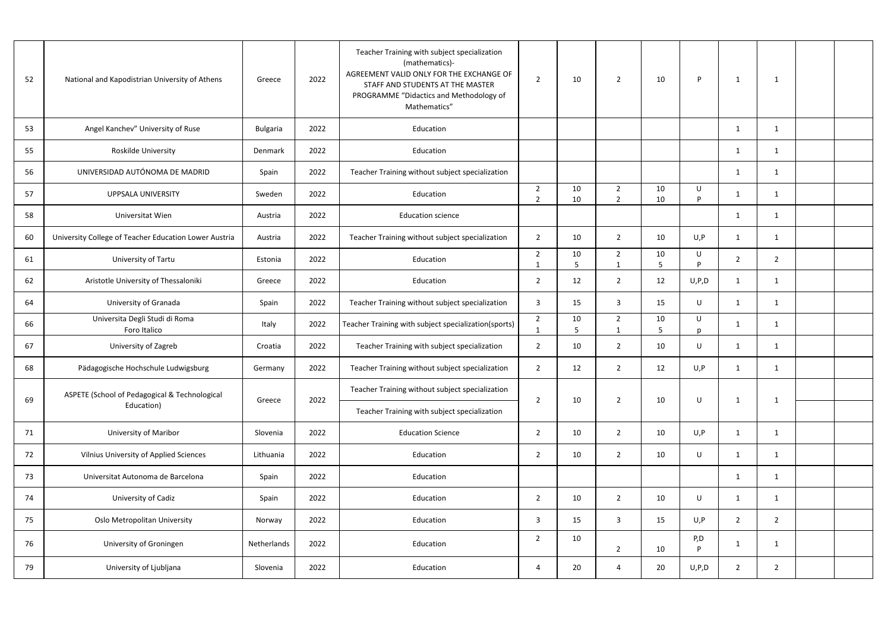| 52 | National and Kapodistrian University of Athens | Greece | 2022 | Teacher Training with subject specialization (mathematics)- AGREEMENT VALID ONLY FOR THE EXCHANGE OF STAFF AND STUDENTS AT THE MASTER PROGRAMME "Didactics and Methodology of Mathematics" | 2 | 10 | 2 | 10 | P | 1 | 1 | | |
|---|---|---|---|---|---|---|---|---|---|---|---|---|---|
| 53 | Angel Kanchev" University of Ruse | Bulgaria | 2022 | Education | | | | | | 1 | 1 | | |
| 55 | Roskilde University | Denmark | 2022 | Education | | | | | | 1 | 1 | | |
| 56 | UNIVERSIDAD AUTÓNOMA DE MADRID | Spain | 2022 | Teacher Training without subject specialization | | | | | | 1 | 1 | | |
| 57 | UPPSALA UNIVERSITY | Sweden | 2022 | Education | 2<br>2 | 10<br>10 | 2<br>2 | 10<br>10 | U<br>P | 1 | 1 | | |
| 58 | Universitat Wien | Austria | 2022 | Education science | | | | | | 1 | 1 | | |
| 60 | University College of Teacher Education Lower Austria | Austria | 2022 | Teacher Training without subject specialization | 2 | 10 | 2 | 10 | U,P | 1 | 1 | | |
| 61 | University of Tartu | Estonia | 2022 | Education | 2<br>1 | 10<br>5 | 2<br>1 | 10<br>5 | U<br>P | 2 | 2 | | |
| 62 | Aristotle University of Thessaloniki | Greece | 2022 | Education | 2 | 12 | 2 | 12 | U,P,D | 1 | 1 | | |
| 64 | University of Granada | Spain | 2022 | Teacher Training without subject specialization | 3 | 15 | 3 | 15 | U | 1 | 1 | | |
| 66 | Universita Degli Studi di Roma Foro Italico | Italy | 2022 | Teacher Training with subject specialization(sports) | 2<br>1 | 10<br>5 | 2<br>1 | 10<br>5 | U<br>p | 1 | 1 | | |
| 67 | University of Zagreb | Croatia | 2022 | Teacher Training with subject specialization | 2 | 10 | 2 | 10 | U | 1 | 1 | | |
| 68 | Pädagogische Hochschule Ludwigsburg | Germany | 2022 | Teacher Training without subject specialization | 2 | 12 | 2 | 12 | U,P | 1 | 1 | | |
| 69 | ASPETE (School of Pedagogical & Technological Education) | Greece | 2022 | Teacher Training without subject specialization<br>Teacher Training with subject specialization | 2 | 10 | 2 | 10 | U | 1 | 1 | | |
| 71 | University of Maribor | Slovenia | 2022 | Education Science | 2 | 10 | 2 | 10 | U,P | 1 | 1 | | |
| 72 | Vilnius University of Applied Sciences | Lithuania | 2022 | Education | 2 | 10 | 2 | 10 | U | 1 | 1 | | |
| 73 | Universitat Autonoma de Barcelona | Spain | 2022 | Education | | | | | | 1 | 1 | | |
| 74 | University of Cadiz | Spain | 2022 | Education | 2 | 10 | 2 | 10 | U | 1 | 1 | | |
| 75 | Oslo Metropolitan University | Norway | 2022 | Education | 3 | 15 | 3 | 15 | U,P | 2 | 2 | | |
| 76 | University of Groningen | Netherlands | 2022 | Education | 2 | 10 | 2 | 10 | P,D<br>P | 1 | 1 | | |
| 79 | University of Ljubljana | Slovenia | 2022 | Education | 4 | 20 | 4 | 20 | U,P,D | 2 | 2 | | |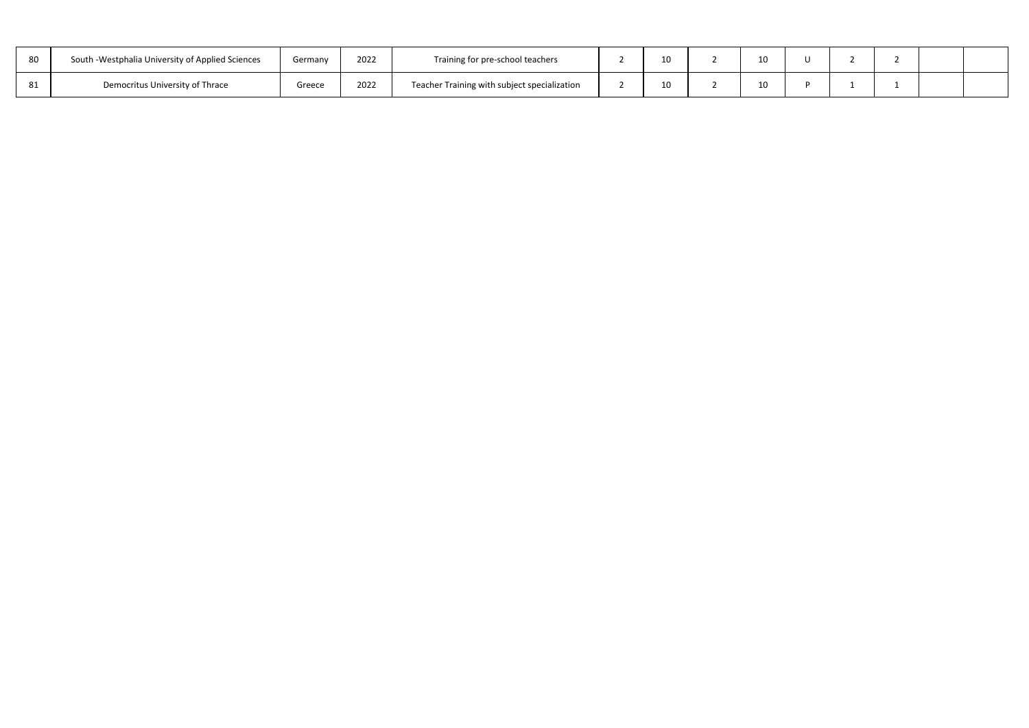| | | | | | | | | | | | | | |
|---|---|---|---|---|---|---|---|---|---|---|---|---|---|
| 80 | South -Westphalia University of Applied Sciences | Germany | 2022 | Training for pre-school teachers | 2 | 10 | 2 | 10 | U | 2 | 2 | | |
| 81 | Democritus University of Thrace | Greece | 2022 | Teacher Training with subject specialization | 2 | 10 | 2 | 10 | P | 1 | 1 | | |